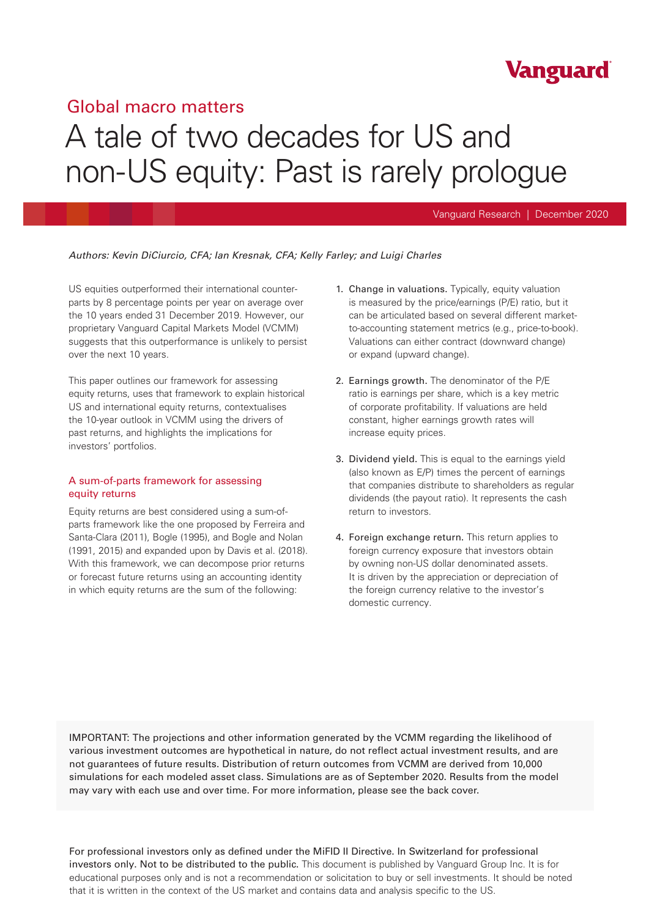Vanguard

Global macro matters

# A tale of two decades for US and non-US equity: Past is rarely prologue

Vanguard Research | December 2020

*Authors: Kevin DiCiurcio, CFA; Ian Kresnak, CFA; Kelly Farley; and Luigi Charles*

US equities outperformed their international counterparts by 8 percentage points per year on average over the 10 years ended 31 December 2019. However, our proprietary Vanguard Capital Markets Model (VCMM) suggests that this outperformance is unlikely to persist over the next 10 years.

This paper outlines our framework for assessing equity returns, uses that framework to explain historical US and international equity returns, contextualises the 10-year outlook in VCMM using the drivers of past returns, and highlights the implications for investors' portfolios.

## A sum-of-parts framework for assessing equity returns

Equity returns are best considered using a sum-of-parts framework like the one proposed by Ferreira and Santa-Clara (2011), Bogle (1995), and Bogle and Nolan (1991, 2015) and expanded upon by Davis et al. (2018). With this framework, we can decompose prior returns or forecast future returns using an accounting identity in which equity returns are the sum of the following:

1. Change in valuations. Typically, equity valuation is measured by the price/earnings (P/E) ratio, but it can be articulated based on several different market-to-accounting statement metrics (e.g., price-to-book). Valuations can either contract (downward change) or expand (upward change).
2. Earnings growth. The denominator of the P/E ratio is earnings per share, which is a key metric of corporate profitability. If valuations are held constant, higher earnings growth rates will increase equity prices.
3. Dividend yield. This is equal to the earnings yield (also known as E/P) times the percent of earnings that companies distribute to shareholders as regular dividends (the payout ratio). It represents the cash return to investors.
4. Foreign exchange return. This return applies to foreign currency exposure that investors obtain by owning non-US dollar denominated assets. It is driven by the appreciation or depreciation of the foreign currency relative to the investor's domestic currency.

IMPORTANT: The projections and other information generated by the VCMM regarding the likelihood of various investment outcomes are hypothetical in nature, do not reflect actual investment results, and are not guarantees of future results. Distribution of return outcomes from VCMM are derived from 10,000 simulations for each modeled asset class. Simulations are as of September 2020. Results from the model may vary with each use and over time. For more information, please see the back cover.

For professional investors only as defined under the MiFID II Directive. In Switzerland for professional investors only. Not to be distributed to the public. This document is published by Vanguard Group Inc. It is for educational purposes only and is not a recommendation or solicitation to buy or sell investments. It should be noted that it is written in the context of the US market and contains data and analysis specific to the US.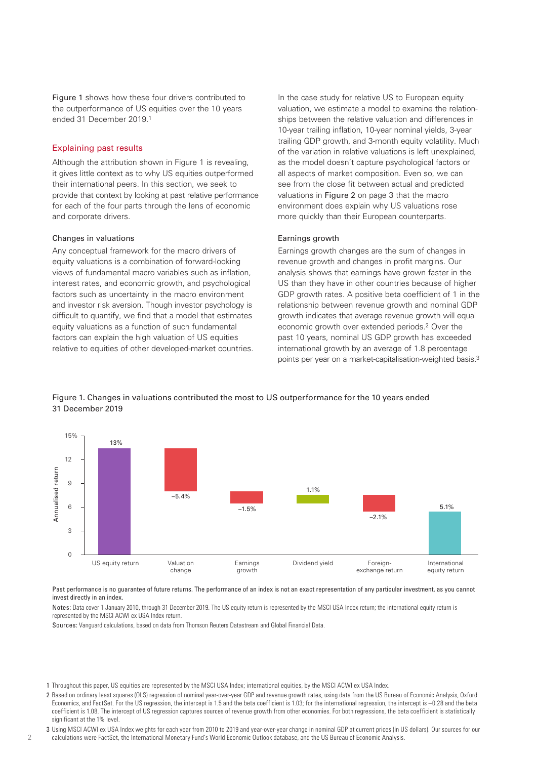Figure 1 shows how these four drivers contributed to the outperformance of US equities over the 10 years ended 31 December 2019.[1]

## Explaining past results

Although the attribution shown in Figure 1 is revealing, it gives little context as to why US equities outperformed their international peers. In this section, we seek to provide that context by looking at past relative performance for each of the four parts through the lens of economic and corporate drivers.

### Changes in valuations

Any conceptual framework for the macro drivers of equity valuations is a combination of forward-looking views of fundamental macro variables such as inflation, interest rates, and economic growth, and psychological factors such as uncertainty in the macro environment and investor risk aversion. Though investor psychology is difficult to quantify, we find that a model that estimates equity valuations as a function of such fundamental factors can explain the high valuation of US equities relative to equities of other developed-market countries.

In the case study for relative US to European equity valuation, we estimate a model to examine the relationships between the relative valuation and differences in 10-year trailing inflation, 10-year nominal yields, 3-year trailing GDP growth, and 3-month equity volatility. Much of the variation in relative valuations is left unexplained, as the model doesn't capture psychological factors or all aspects of market composition. Even so, we can see from the close fit between actual and predicted valuations in Figure 2 on page 3 that the macro environment does explain why US valuations rose more quickly than their European counterparts.

### Earnings growth

Earnings growth changes are the sum of changes in revenue growth and changes in profit margins. Our analysis shows that earnings have grown faster in the US than they have in other countries because of higher GDP growth rates. A positive beta coefficient of 1 in the relationship between revenue growth and nominal GDP growth indicates that average revenue growth will equal economic growth over extended periods.[2] Over the past 10 years, nominal US GDP growth has exceeded international growth by an average of 1.8 percentage points per year on a market-capitalisation-weighted basis.[3]

Figure 1. Changes in valuations contributed the most to US outperformance for the 10 years ended 31 December 2019

| | Annualised return |
|---|---|
| US equity return | 13% |
| Valuation change | –5.4% |
| Earnings growth | –1.5% |
| Dividend yield | 1.1% |
| Foreign-exchange return | –2.1% |
| International equity return | 5.1% |

**Past performance is no guarantee of future returns. The performance of an index is not an exact representation of any particular investment, as you cannot invest directly in an index.**

Notes: Data cover 1 January 2010, through 31 December 2019. The US equity return is represented by the MSCI USA Index return; the international equity return is represented by the MSCI ACWI ex USA Index return.

Sources: Vanguard calculations, based on data from Thomson Reuters Datastream and Global Financial Data.

[1] Throughout this paper, US equities are represented by the MSCI USA Index; international equities, by the MSCI ACWI ex USA Index.

[2] Based on ordinary least squares (OLS) regression of nominal year-over-year GDP and revenue growth rates, using data from the US Bureau of Economic Analysis, Oxford Economics, and FactSet. For the US regression, the intercept is 1.5 and the beta coefficient is 1.03; for the international regression, the intercept is –0.28 and the beta coefficient is 1.08. The intercept of US regression captures sources of revenue growth from other economies. For both regressions, the beta coefficient is statistically significant at the 1% level.

[3] Using MSCI ACWI ex USA Index weights for each year from 2010 to 2019 and year-over-year change in nominal GDP at current prices (in US dollars). Our sources for our calculations were FactSet, the International Monetary Fund's World Economic Outlook database, and the US Bureau of Economic Analysis.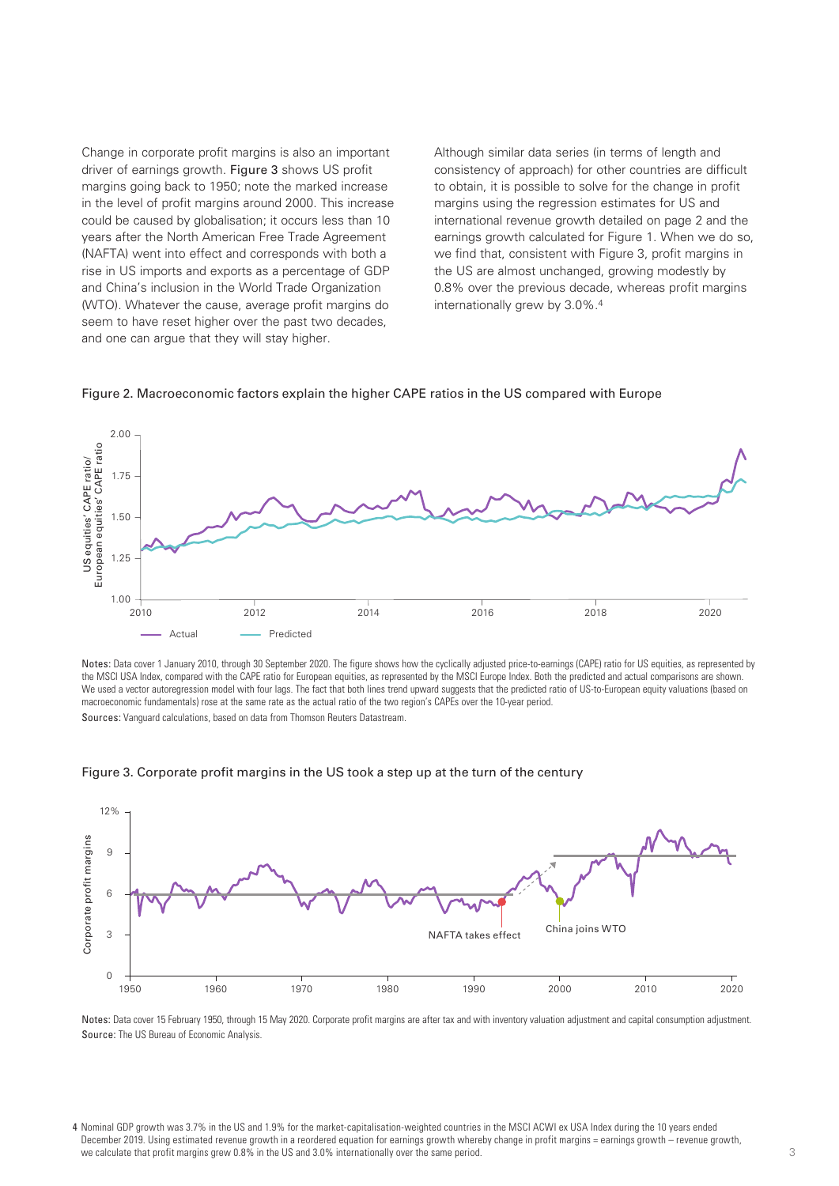Change in corporate profit margins is also an important driver of earnings growth. Figure 3 shows US profit margins going back to 1950; note the marked increase in the level of profit margins around 2000. This increase could be caused by globalisation; it occurs less than 10 years after the North American Free Trade Agreement (NAFTA) went into effect and corresponds with both a rise in US imports and exports as a percentage of GDP and China's inclusion in the World Trade Organization (WTO). Whatever the cause, average profit margins do seem to have reset higher over the past two decades, and one can argue that they will stay higher.

Although similar data series (in terms of length and consistency of approach) for other countries are difficult to obtain, it is possible to solve for the change in profit margins using the regression estimates for US and international revenue growth detailed on page 2 and the earnings growth calculated for Figure 1. When we do so, we find that, consistent with Figure 3, profit margins in the US are almost unchanged, growing modestly by 0.8% over the previous decade, whereas profit margins internationally grew by 3.0%.[4]

Figure 2. Macroeconomic factors explain the higher CAPE ratios in the US compared with Europe

Notes: Data cover 1 January 2010, through 30 September 2020. The figure shows how the cyclically adjusted price-to-earnings (CAPE) ratio for US equities, as represented by the MSCI USA Index, compared with the CAPE ratio for European equities, as represented by the MSCI Europe Index. Both the predicted and actual comparisons are shown. We used a vector autoregression model with four lags. The fact that both lines trend upward suggests that the predicted ratio of US-to-European equity valuations (based on macroeconomic fundamentals) rose at the same rate as the actual ratio of the two region's CAPEs over the 10-year period.

Sources: Vanguard calculations, based on data from Thomson Reuters Datastream.

Figure 3. Corporate profit margins in the US took a step up at the turn of the century

Notes: Data cover 15 February 1950, through 15 May 2020. Corporate profit margins are after tax and with inventory valuation adjustment and capital consumption adjustment.

Source: The US Bureau of Economic Analysis.

4 Nominal GDP growth was 3.7% in the US and 1.9% for the market-capitalisation-weighted countries in the MSCI ACWI ex USA Index during the 10 years ended December 2019. Using estimated revenue growth in a reordered equation for earnings growth whereby change in profit margins = earnings growth – revenue growth, we calculate that profit margins grew 0.8% in the US and 3.0% internationally over the same period.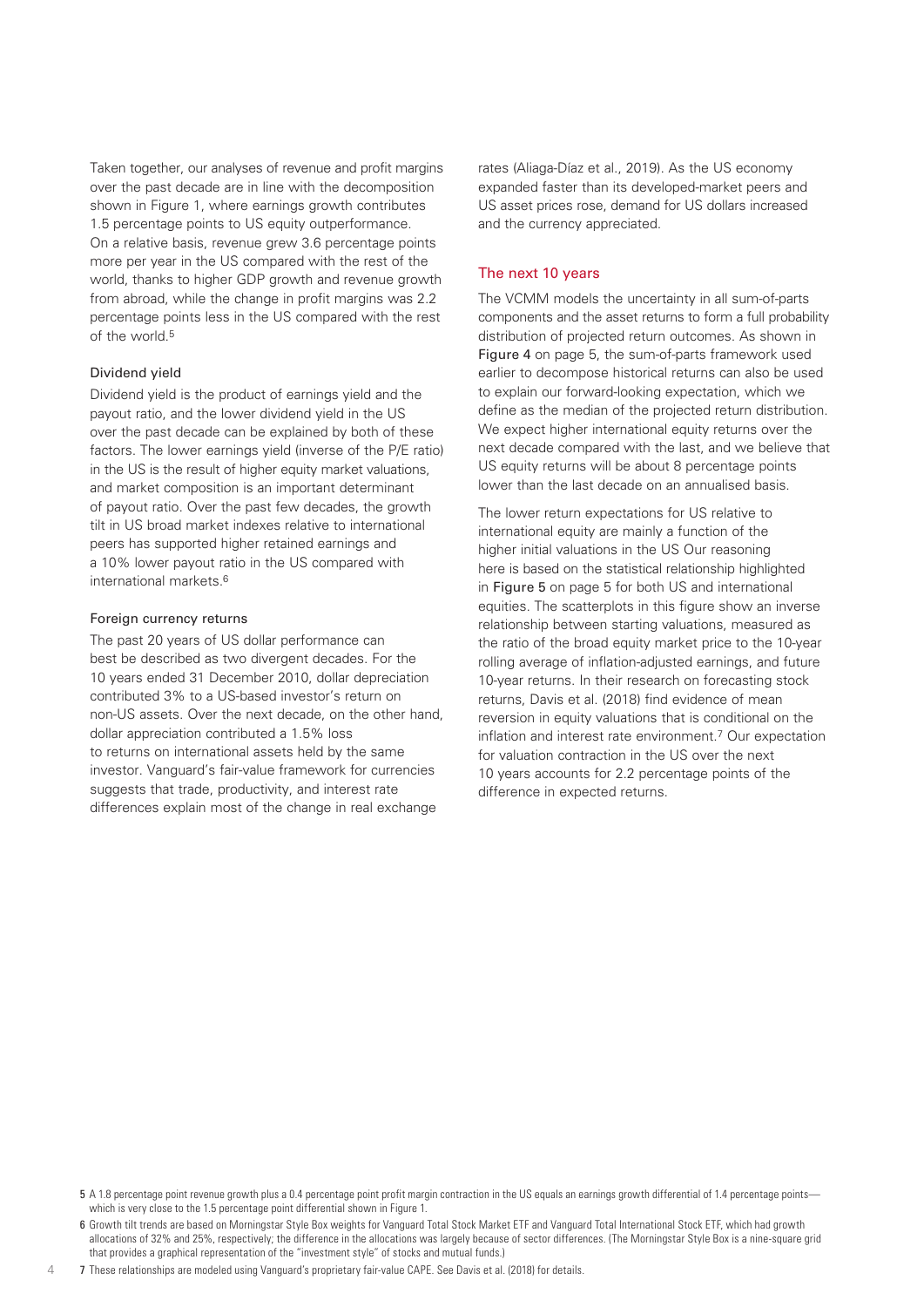Taken together, our analyses of revenue and profit margins over the past decade are in line with the decomposition shown in Figure 1, where earnings growth contributes 1.5 percentage points to US equity outperformance. On a relative basis, revenue grew 3.6 percentage points more per year in the US compared with the rest of the world, thanks to higher GDP growth and revenue growth from abroad, while the change in profit margins was 2.2 percentage points less in the US compared with the rest of the world.[5]

### Dividend yield

Dividend yield is the product of earnings yield and the payout ratio, and the lower dividend yield in the US over the past decade can be explained by both of these factors. The lower earnings yield (inverse of the P/E ratio) in the US is the result of higher equity market valuations, and market composition is an important determinant of payout ratio. Over the past few decades, the growth tilt in US broad market indexes relative to international peers has supported higher retained earnings and a 10% lower payout ratio in the US compared with international markets.[6]

### Foreign currency returns

The past 20 years of US dollar performance can best be described as two divergent decades. For the 10 years ended 31 December 2010, dollar depreciation contributed 3% to a US-based investor's return on non-US assets. Over the next decade, on the other hand, dollar appreciation contributed a 1.5% loss to returns on international assets held by the same investor. Vanguard's fair-value framework for currencies suggests that trade, productivity, and interest rate differences explain most of the change in real exchange rates (Aliaga-Díaz et al., 2019). As the US economy expanded faster than its developed-market peers and US asset prices rose, demand for US dollars increased and the currency appreciated.

## The next 10 years

The VCMM models the uncertainty in all sum-of-parts components and the asset returns to form a full probability distribution of projected return outcomes. As shown in Figure 4 on page 5, the sum-of-parts framework used earlier to decompose historical returns can also be used to explain our forward-looking expectation, which we define as the median of the projected return distribution. We expect higher international equity returns over the next decade compared with the last, and we believe that US equity returns will be about 8 percentage points lower than the last decade on an annualised basis.

The lower return expectations for US relative to international equity are mainly a function of the higher initial valuations in the US Our reasoning here is based on the statistical relationship highlighted in Figure 5 on page 5 for both US and international equities. The scatterplots in this figure show an inverse relationship between starting valuations, measured as the ratio of the broad equity market price to the 10-year rolling average of inflation-adjusted earnings, and future 10-year returns. In their research on forecasting stock returns, Davis et al. (2018) find evidence of mean reversion in equity valuations that is conditional on the inflation and interest rate environment.[7] Our expectation for valuation contraction in the US over the next 10 years accounts for 2.2 percentage points of the difference in expected returns.

---

5 A 1.8 percentage point revenue growth plus a 0.4 percentage point profit margin contraction in the US equals an earnings growth differential of 1.4 percentage points—which is very close to the 1.5 percentage point differential shown in Figure 1.

6 Growth tilt trends are based on Morningstar Style Box weights for Vanguard Total Stock Market ETF and Vanguard Total International Stock ETF, which had growth allocations of 32% and 25%, respectively; the difference in the allocations was largely because of sector differences. (The Morningstar Style Box is a nine-square grid that provides a graphical representation of the "investment style" of stocks and mutual funds.)

7 These relationships are modeled using Vanguard's proprietary fair-value CAPE. See Davis et al. (2018) for details.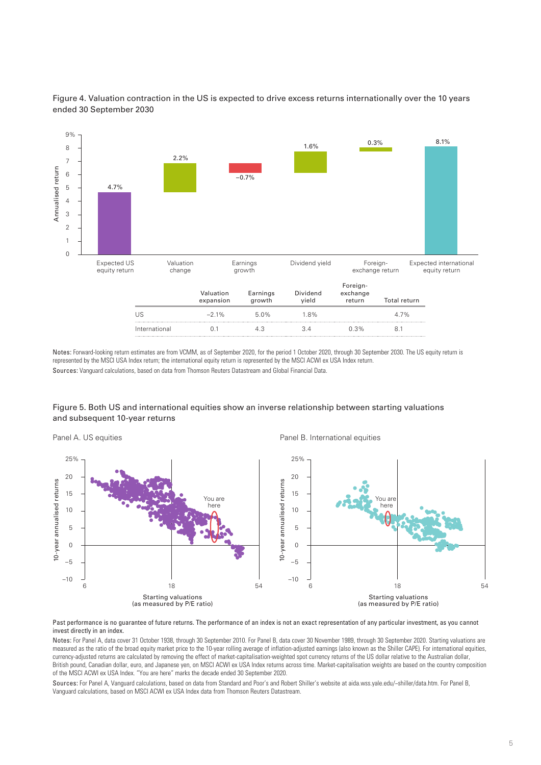Figure 4. Valuation contraction in the US is expected to drive excess returns internationally over the 10 years ended 30 September 2030

|  | Valuation expansion | Earnings growth | Dividend yield | Foreign-exchange return | Total return |
|---|---|---|---|---|---|
| US | −2.1% | 5.0% | 1.8% |  | 4.7% |
| International | 0.1 | 4.3 | 3.4 | 0.3% | 8.1 |

**Notes:** Forward-looking return estimates are from VCMM, as of September 2020, for the period 1 October 2020, through 30 September 2030. The US equity return is represented by the MSCI USA Index return; the international equity return is represented by the MSCI ACWI ex USA Index return.

**Sources:** Vanguard calculations, based on data from Thomson Reuters Datastream and Global Financial Data.

Figure 5. Both US and international equities show an inverse relationship between starting valuations and subsequent 10-year returns

Panel A. US equities

Panel B. International equities

**Past performance is no guarantee of future returns. The performance of an index is not an exact representation of any particular investment, as you cannot invest directly in an index.**

**Notes:** For Panel A, data cover 31 October 1938, through 30 September 2010. For Panel B, data cover 30 November 1989, through 30 September 2020. Starting valuations are measured as the ratio of the broad equity market price to the 10-year rolling average of inflation-adjusted earnings (also known as the Shiller CAPE). For international equities, currency-adjusted returns are calculated by removing the effect of market-capitalisation-weighted spot currency returns of the US dollar relative to the Australian dollar, British pound, Canadian dollar, euro, and Japanese yen, on MSCI ACWI ex USA Index returns across time. Market-capitalisation weights are based on the country composition of the MSCI ACWI ex USA Index. "You are here" marks the decade ended 30 September 2020.

**Sources:** For Panel A, Vanguard calculations, based on data from Standard and Poor's and Robert Shiller's website at aida.wss.yale.edu/~shiller/data.htm. For Panel B, Vanguard calculations, based on MSCI ACWI ex USA Index data from Thomson Reuters Datastream.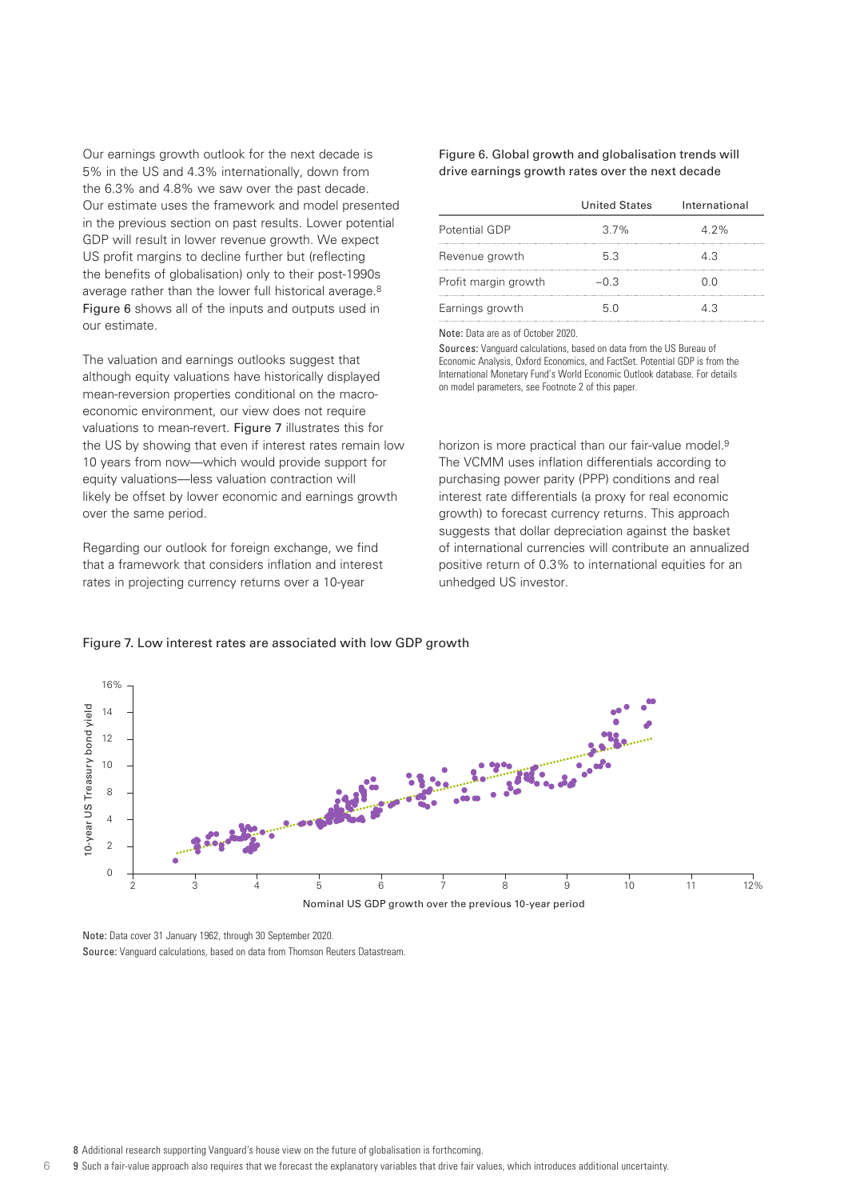Our earnings growth outlook for the next decade is 5% in the US and 4.3% internationally, down from the 6.3% and 4.8% we saw over the past decade. Our estimate uses the framework and model presented in the previous section on past results. Lower potential GDP will result in lower revenue growth. We expect US profit margins to decline further but (reflecting the benefits of globalisation) only to their post-1990s average rather than the lower full historical average.[8] Figure 6 shows all of the inputs and outputs used in our estimate.

Figure 6. Global growth and globalisation trends will drive earnings growth rates over the next decade

| | United States | International |
|---|---|---|
| Potential GDP | 3.7% | 4.2% |
| Revenue growth | 5.3 | 4.3 |
| Profit margin growth | −0.3 | 0.0 |
| Earnings growth | 5.0 | 4.3 |

**Note:** Data are as of October 2020.

**Sources:** Vanguard calculations, based on data from the US Bureau of Economic Analysis, Oxford Economics, and FactSet. Potential GDP is from the International Monetary Fund's World Economic Outlook database. For details on model parameters, see Footnote 2 of this paper.

The valuation and earnings outlooks suggest that although equity valuations have historically displayed mean-reversion properties conditional on the macro-economic environment, our view does not require valuations to mean-revert. Figure 7 illustrates this for the US by showing that even if interest rates remain low 10 years from now—which would provide support for equity valuations—less valuation contraction will likely be offset by lower economic and earnings growth over the same period.

Regarding our outlook for foreign exchange, we find that a framework that considers inflation and interest rates in projecting currency returns over a 10-year horizon is more practical than our fair-value model.[9] The VCMM uses inflation differentials according to purchasing power parity (PPP) conditions and real interest rate differentials (a proxy for real economic growth) to forecast currency returns. This approach suggests that dollar depreciation against the basket of international currencies will contribute an annualized positive return of 0.3% to international equities for an unhedged US investor.

Figure 7. Low interest rates are associated with low GDP growth

**Note:** Data cover 31 January 1962, through 30 September 2020.

**Source:** Vanguard calculations, based on data from Thomson Reuters Datastream.

[8] Additional research supporting Vanguard's house view on the future of globalisation is forthcoming.

[9] Such a fair-value approach also requires that we forecast the explanatory variables that drive fair values, which introduces additional uncertainty.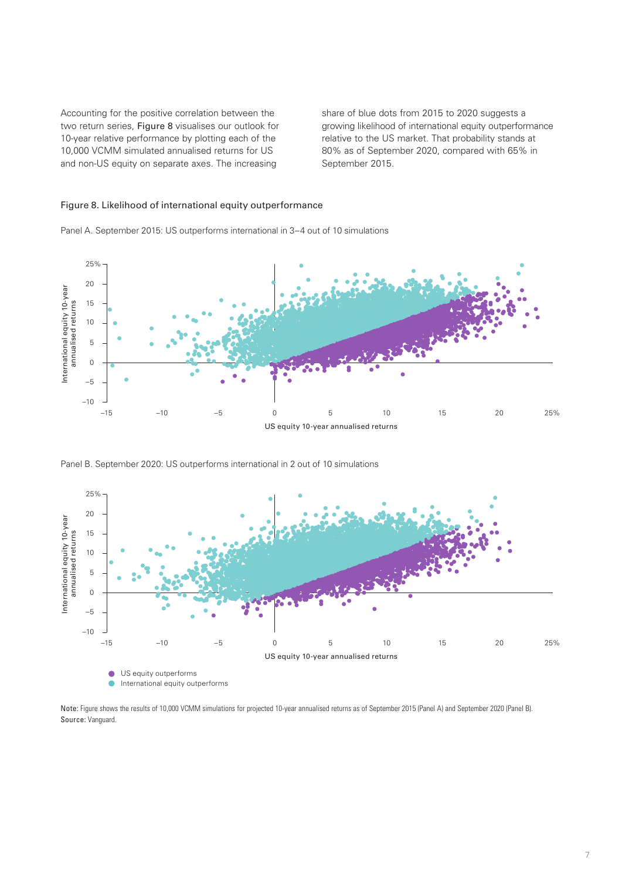Accounting for the positive correlation between the two return series, Figure 8 visualises our outlook for 10-year relative performance by plotting each of the 10,000 VCMM simulated annualised returns for US and non-US equity on separate axes. The increasing share of blue dots from 2015 to 2020 suggests a growing likelihood of international equity outperformance relative to the US market. That probability stands at 80% as of September 2020, compared with 65% in September 2015.

Figure 8. Likelihood of international equity outperformance

Panel A. September 2015: US outperforms international in 3–4 out of 10 simulations

Panel B. September 2020: US outperforms international in 2 out of 10 simulations

- US equity outperforms
- International equity outperforms

**Note:** Figure shows the results of 10,000 VCMM simulations for projected 10-year annualised returns as of September 2015 (Panel A) and September 2020 (Panel B).
**Source:** Vanguard.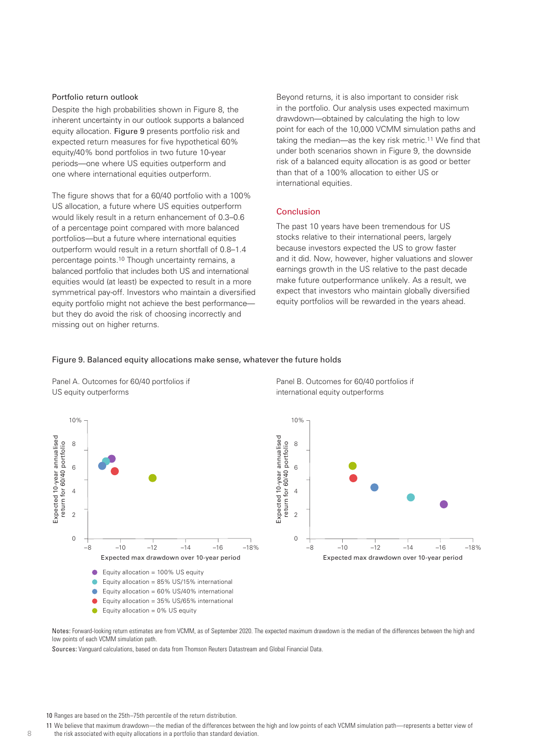### Portfolio return outlook

Despite the high probabilities shown in Figure 8, the inherent uncertainty in our outlook supports a balanced equity allocation. Figure 9 presents portfolio risk and expected return measures for five hypothetical 60% equity/40% bond portfolios in two future 10-year periods—one where US equities outperform and one where international equities outperform.

The figure shows that for a 60/40 portfolio with a 100% US allocation, a future where US equities outperform would likely result in a return enhancement of 0.3–0.6 of a percentage point compared with more balanced portfolios—but a future where international equities outperform would result in a return shortfall of 0.8–1.4 percentage points.[10] Though uncertainty remains, a balanced portfolio that includes both US and international equities would (at least) be expected to result in a more symmetrical pay-off. Investors who maintain a diversified equity portfolio might not achieve the best performance—but they do avoid the risk of choosing incorrectly and missing out on higher returns.

Beyond returns, it is also important to consider risk in the portfolio. Our analysis uses expected maximum drawdown—obtained by calculating the high to low point for each of the 10,000 VCMM simulation paths and taking the median—as the key risk metric.[11] We find that under both scenarios shown in Figure 9, the downside risk of a balanced equity allocation is as good or better than that of a 100% allocation to either US or international equities.

## Conclusion

The past 10 years have been tremendous for US stocks relative to their international peers, largely because investors expected the US to grow faster and it did. Now, however, higher valuations and slower earnings growth in the US relative to the past decade make future outperformance unlikely. As a result, we expect that investors who maintain globally diversified equity portfolios will be rewarded in the years ahead.

Figure 9. Balanced equity allocations make sense, whatever the future holds

Panel A. Outcomes for 60/40 portfolios if US equity outperforms

Panel B. Outcomes for 60/40 portfolios if international equity outperforms

Y-axis: Expected 10-year annualised return for 60/40 portfolio (0–10%)
X-axis: Expected max drawdown over 10-year period (−8 to −18%)

- Equity allocation = 100% US equity
- Equity allocation = 85% US/15% international
- Equity allocation = 60% US/40% international
- Equity allocation = 35% US/65% international
- Equity allocation = 0% US equity

Notes: Forward-looking return estimates are from VCMM, as of September 2020. The expected maximum drawdown is the median of the differences between the high and low points of each VCMM simulation path.

Sources: Vanguard calculations, based on data from Thomson Reuters Datastream and Global Financial Data.

10 Ranges are based on the 25th–75th percentile of the return distribution.

11 We believe that maximum drawdown—the median of the differences between the high and low points of each VCMM simulation path—represents a better view of the risk associated with equity allocations in a portfolio than standard deviation.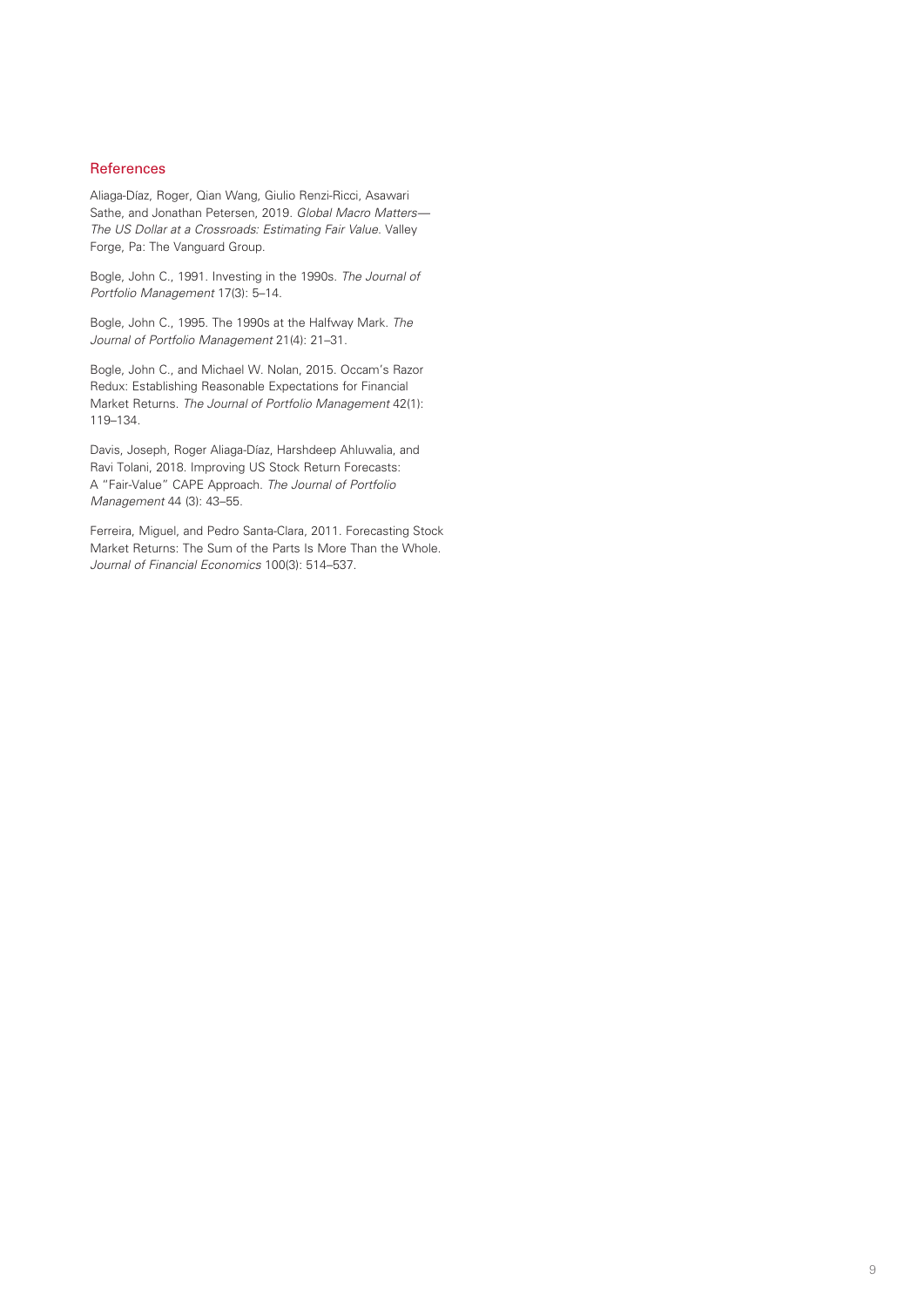## References

Aliaga-Díaz, Roger, Qian Wang, Giulio Renzi-Ricci, Asawari Sathe, and Jonathan Petersen, 2019. *Global Macro Matters—The US Dollar at a Crossroads: Estimating Fair Value.* Valley Forge, Pa: The Vanguard Group.

Bogle, John C., 1991. Investing in the 1990s. *The Journal of Portfolio Management* 17(3): 5–14.

Bogle, John C., 1995. The 1990s at the Halfway Mark. *The Journal of Portfolio Management* 21(4): 21–31.

Bogle, John C., and Michael W. Nolan, 2015. Occam's Razor Redux: Establishing Reasonable Expectations for Financial Market Returns. *The Journal of Portfolio Management* 42(1): 119–134.

Davis, Joseph, Roger Aliaga-Díaz, Harshdeep Ahluwalia, and Ravi Tolani, 2018. Improving US Stock Return Forecasts: A "Fair-Value" CAPE Approach. *The Journal of Portfolio Management* 44 (3): 43–55.

Ferreira, Miguel, and Pedro Santa-Clara, 2011. Forecasting Stock Market Returns: The Sum of the Parts Is More Than the Whole. *Journal of Financial Economics* 100(3): 514–537.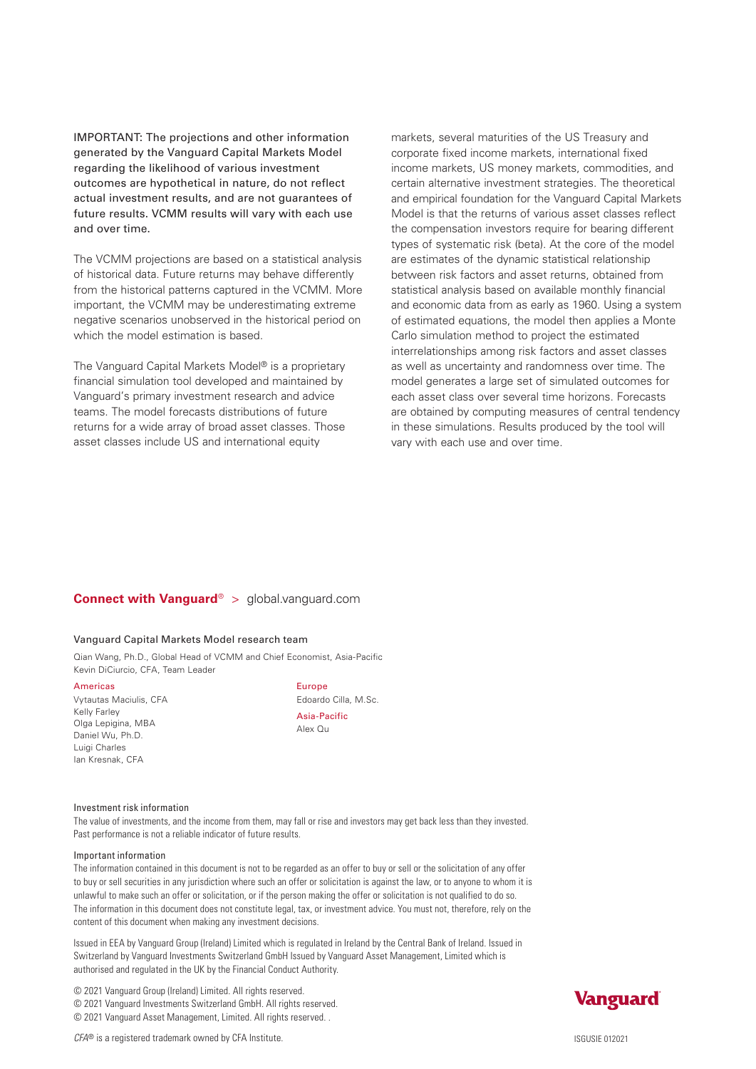IMPORTANT: The projections and other information generated by the Vanguard Capital Markets Model regarding the likelihood of various investment outcomes are hypothetical in nature, do not reflect actual investment results, and are not guarantees of future results. VCMM results will vary with each use and over time.

The VCMM projections are based on a statistical analysis of historical data. Future returns may behave differently from the historical patterns captured in the VCMM. More important, the VCMM may be underestimating extreme negative scenarios unobserved in the historical period on which the model estimation is based.

The Vanguard Capital Markets Model® is a proprietary financial simulation tool developed and maintained by Vanguard's primary investment research and advice teams. The model forecasts distributions of future returns for a wide array of broad asset classes. Those asset classes include US and international equity markets, several maturities of the US Treasury and corporate fixed income markets, international fixed income markets, US money markets, commodities, and certain alternative investment strategies. The theoretical and empirical foundation for the Vanguard Capital Markets Model is that the returns of various asset classes reflect the compensation investors require for bearing different types of systematic risk (beta). At the core of the model are estimates of the dynamic statistical relationship between risk factors and asset returns, obtained from statistical analysis based on available monthly financial and economic data from as early as 1960. Using a system of estimated equations, the model then applies a Monte Carlo simulation method to project the estimated interrelationships among risk factors and asset classes as well as uncertainty and randomness over time. The model generates a large set of simulated outcomes for each asset class over several time horizons. Forecasts are obtained by computing measures of central tendency in these simulations. Results produced by the tool will vary with each use and over time.

**Connect with Vanguard®** > global.vanguard.com

Vanguard Capital Markets Model research team

Qian Wang, Ph.D., Global Head of VCMM and Chief Economist, Asia-Pacific
Kevin DiCiurcio, CFA, Team Leader

Americas
Vytautas Maciulis, CFA
Kelly Farley
Olga Lepigina, MBA
Daniel Wu, Ph.D.
Luigi Charles
Ian Kresnak, CFA

Europe
Edoardo Cilla, M.Sc.

Asia-Pacific
Alex Qu

Investment risk information

The value of investments, and the income from them, may fall or rise and investors may get back less than they invested. Past performance is not a reliable indicator of future results.

Important information

The information contained in this document is not to be regarded as an offer to buy or sell or the solicitation of any offer to buy or sell securities in any jurisdiction where such an offer or solicitation is against the law, or to anyone to whom it is unlawful to make such an offer or solicitation, or if the person making the offer or solicitation is not qualified to do so. The information in this document does not constitute legal, tax, or investment advice. You must not, therefore, rely on the content of this document when making any investment decisions.

Issued in EEA by Vanguard Group (Ireland) Limited which is regulated in Ireland by the Central Bank of Ireland. Issued in Switzerland by Vanguard Investments Switzerland GmbH Issued by Vanguard Asset Management, Limited which is authorised and regulated in the UK by the Financial Conduct Authority.

© 2021 Vanguard Group (Ireland) Limited. All rights reserved.
© 2021 Vanguard Investments Switzerland GmbH. All rights reserved.
© 2021 Vanguard Asset Management, Limited. All rights reserved. .

*CFA®* is a registered trademark owned by CFA Institute.

Vanguard

ISGUSIE 012021